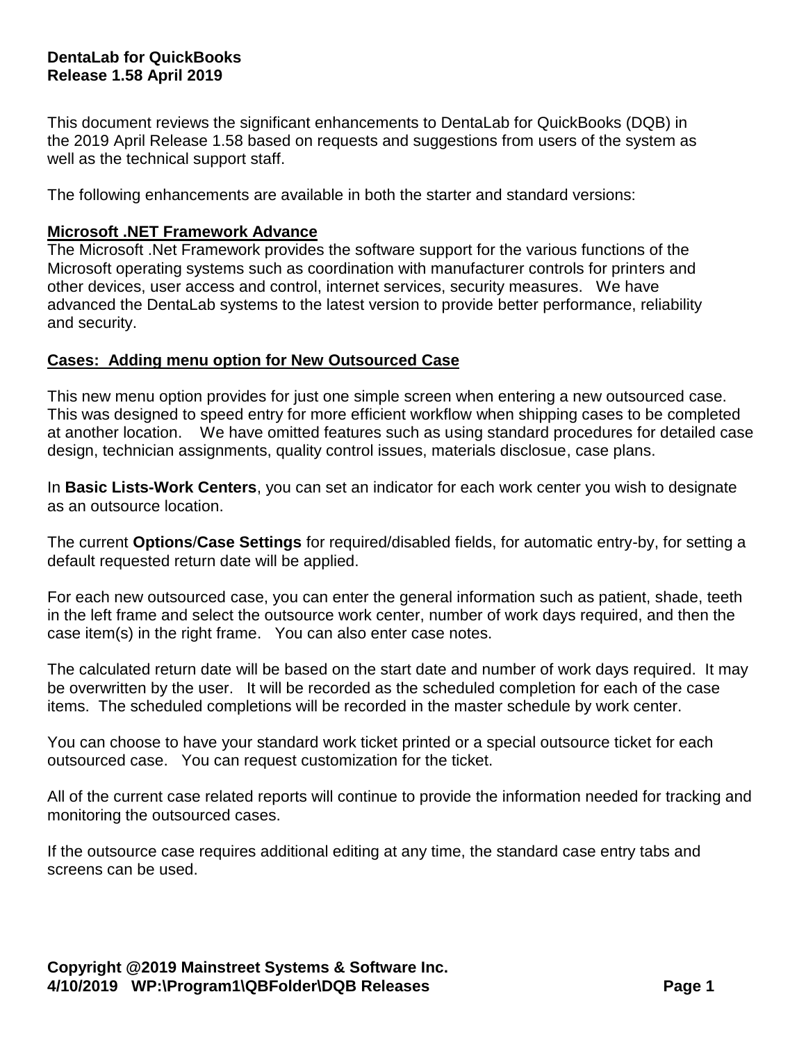**DentaLab for QuickBooks**
**Release 1.58 April 2019**

This document reviews the significant enhancements to DentaLab for QuickBooks (DQB) in the 2019 April Release 1.58 based on requests and suggestions from users of the system as well as the technical support staff.

The following enhancements are available in both the starter and standard versions:

**Microsoft .NET Framework Advance**

The Microsoft .Net Framework provides the software support for the various functions of the Microsoft operating systems such as coordination with manufacturer controls for printers and other devices, user access and control, internet services, security measures. We have advanced the DentaLab systems to the latest version to provide better performance, reliability and security.

**Cases: Adding menu option for New Outsourced Case**

This new menu option provides for just one simple screen when entering a new outsourced case. This was designed to speed entry for more efficient workflow when shipping cases to be completed at another location. We have omitted features such as using standard procedures for detailed case design, technician assignments, quality control issues, materials disclosue, case plans.

In **Basic Lists-Work Centers**, you can set an indicator for each work center you wish to designate as an outsource location.

The current **Options**/**Case Settings** for required/disabled fields, for automatic entry-by, for setting a default requested return date will be applied.

For each new outsourced case, you can enter the general information such as patient, shade, teeth in the left frame and select the outsource work center, number of work days required, and then the case item(s) in the right frame. You can also enter case notes.

The calculated return date will be based on the start date and number of work days required. It may be overwritten by the user. It will be recorded as the scheduled completion for each of the case items. The scheduled completions will be recorded in the master schedule by work center.

You can choose to have your standard work ticket printed or a special outsource ticket for each outsourced case. You can request customization for the ticket.

All of the current case related reports will continue to provide the information needed for tracking and monitoring the outsourced cases.

If the outsource case requires additional editing at any time, the standard case entry tabs and screens can be used.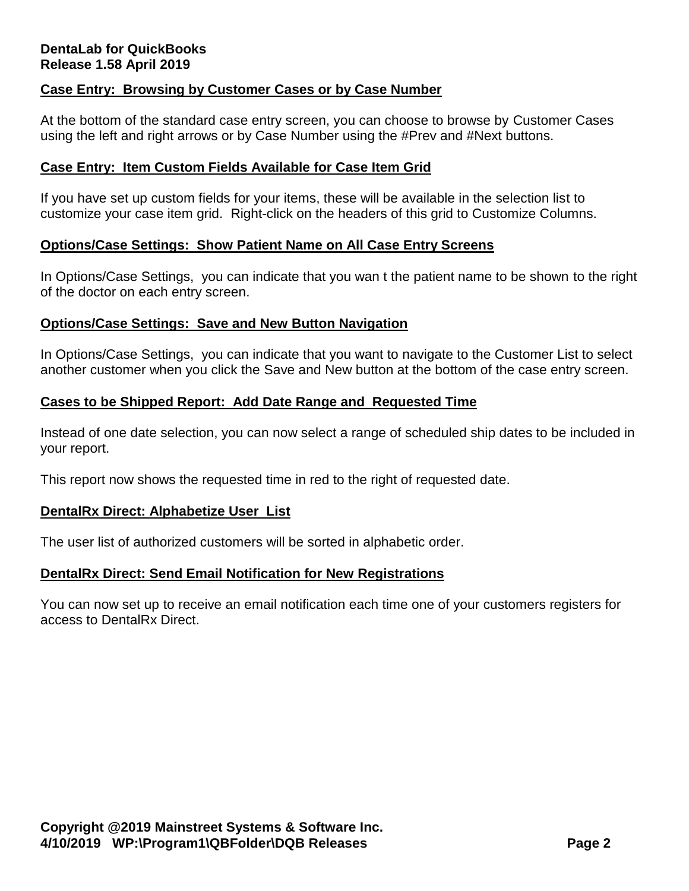**DentaLab for QuickBooks**
**Release 1.58 April 2019**

## Case Entry: Browsing by Customer Cases or by Case Number

At the bottom of the standard case entry screen, you can choose to browse by Customer Cases using the left and right arrows or by Case Number using the #Prev and #Next buttons.

## Case Entry: Item Custom Fields Available for Case Item Grid

If you have set up custom fields for your items, these will be available in the selection list to customize your case item grid. Right-click on the headers of this grid to Customize Columns.

## Options/Case Settings: Show Patient Name on All Case Entry Screens

In Options/Case Settings, you can indicate that you wan t the patient name to be shown to the right of the doctor on each entry screen.

## Options/Case Settings: Save and New Button Navigation

In Options/Case Settings, you can indicate that you want to navigate to the Customer List to select another customer when you click the Save and New button at the bottom of the case entry screen.

## Cases to be Shipped Report: Add Date Range and Requested Time

Instead of one date selection, you can now select a range of scheduled ship dates to be included in your report.

This report now shows the requested time in red to the right of requested date.

## DentalRx Direct: Alphabetize User List

The user list of authorized customers will be sorted in alphabetic order.

## DentalRx Direct: Send Email Notification for New Registrations

You can now set up to receive an email notification each time one of your customers registers for access to DentalRx Direct.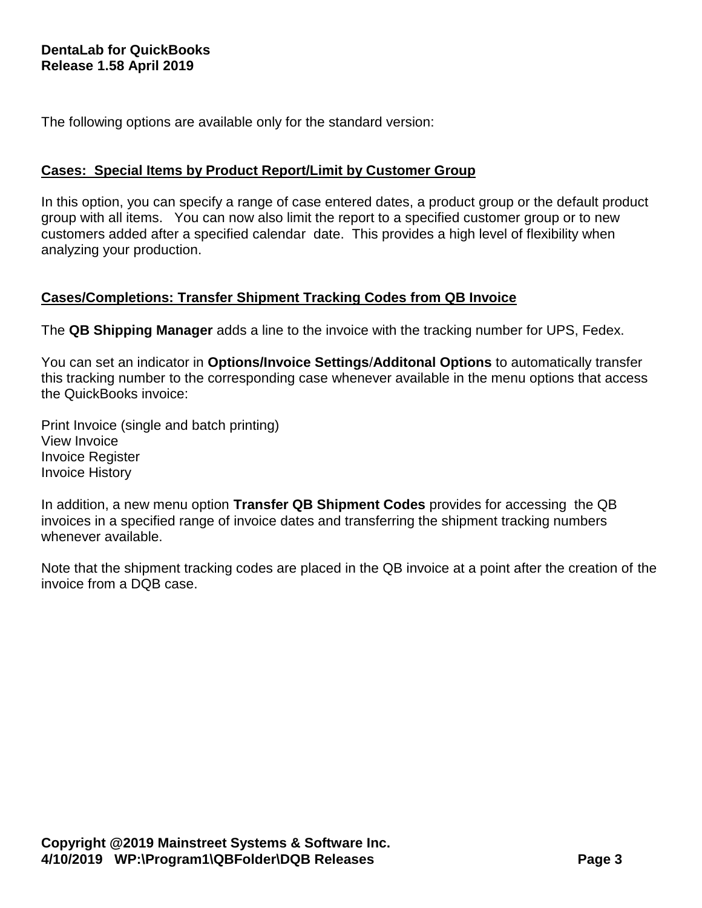**DentaLab for QuickBooks**
**Release 1.58 April 2019**

The following options are available only for the standard version:

## Cases: Special Items by Product Report/Limit by Customer Group

In this option, you can specify a range of case entered dates, a product group or the default product group with all items. You can now also limit the report to a specified customer group or to new customers added after a specified calendar date. This provides a high level of flexibility when analyzing your production.

## Cases/Completions: Transfer Shipment Tracking Codes from QB Invoice

The **QB Shipping Manager** adds a line to the invoice with the tracking number for UPS, Fedex.

You can set an indicator in **Options/Invoice Settings**/**Additonal Options** to automatically transfer this tracking number to the corresponding case whenever available in the menu options that access the QuickBooks invoice:

Print Invoice (single and batch printing)
View Invoice
Invoice Register
Invoice History

In addition, a new menu option **Transfer QB Shipment Codes** provides for accessing the QB invoices in a specified range of invoice dates and transferring the shipment tracking numbers whenever available.

Note that the shipment tracking codes are placed in the QB invoice at a point after the creation of the invoice from a DQB case.